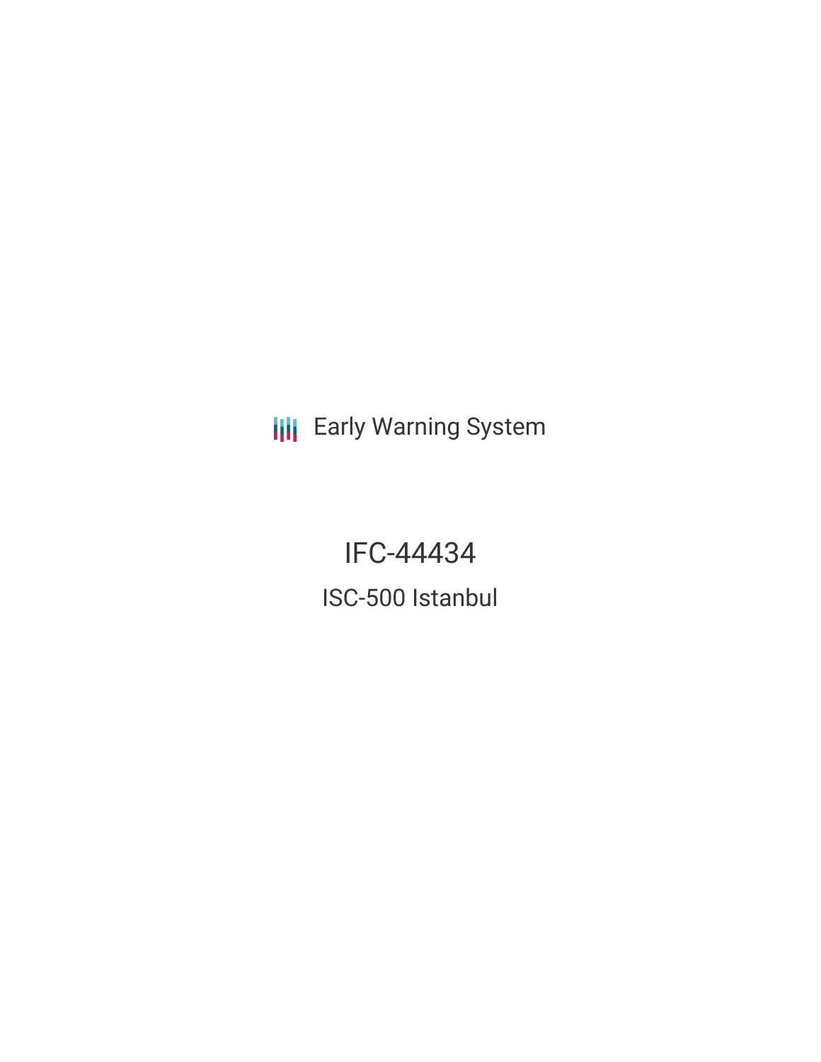Early Warning System

# IFC-44434

## ISC-500 Istanbul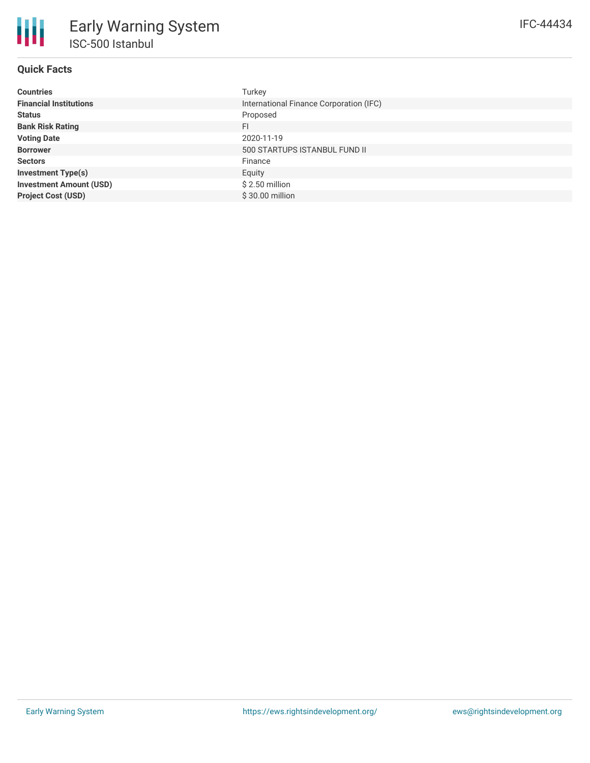# Early Warning System

## ISC-500 Istanbul

IFC-44434

### Quick Facts

| | |
|---|---|
| **Countries** | Turkey |
| **Financial Institutions** | International Finance Corporation (IFC) |
| **Status** | Proposed |
| **Bank Risk Rating** | FI |
| **Voting Date** | 2020-11-19 |
| **Borrower** | 500 STARTUPS ISTANBUL FUND II |
| **Sectors** | Finance |
| **Investment Type(s)** | Equity |
| **Investment Amount (USD)** | $ 2.50 million |
| **Project Cost (USD)** | $ 30.00 million |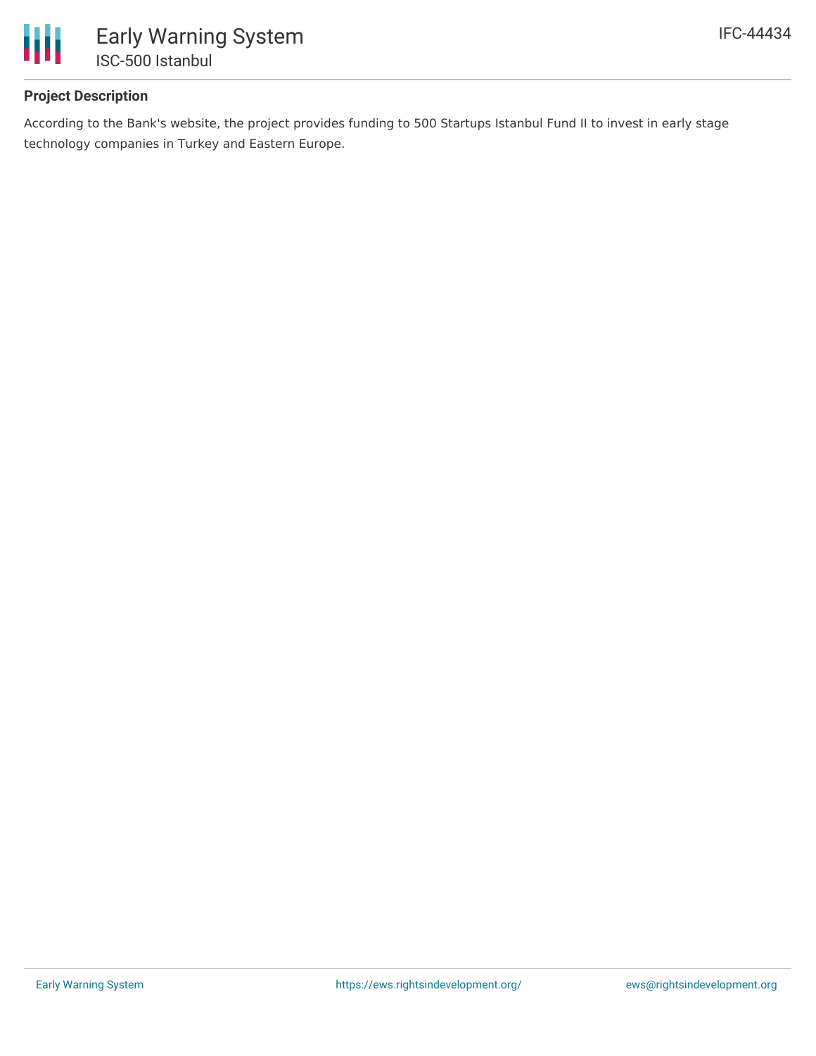## Project Description

According to the Bank's website, the project provides funding to 500 Startups Istanbul Fund II to invest in early stage technology companies in Turkey and Eastern Europe.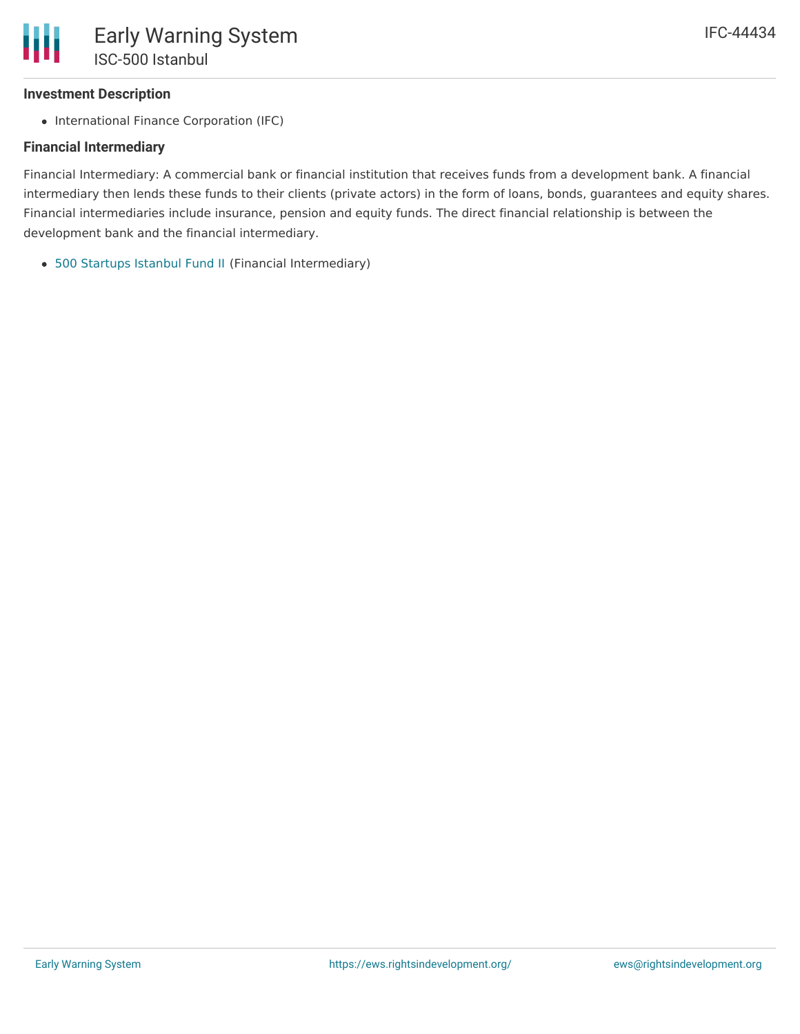### Investment Description

- International Finance Corporation (IFC)

### Financial Intermediary

Financial Intermediary: A commercial bank or financial institution that receives funds from a development bank. A financial intermediary then lends these funds to their clients (private actors) in the form of loans, bonds, guarantees and equity shares. Financial intermediaries include insurance, pension and equity funds. The direct financial relationship is between the development bank and the financial intermediary.

- 500 Startups Istanbul Fund II (Financial Intermediary)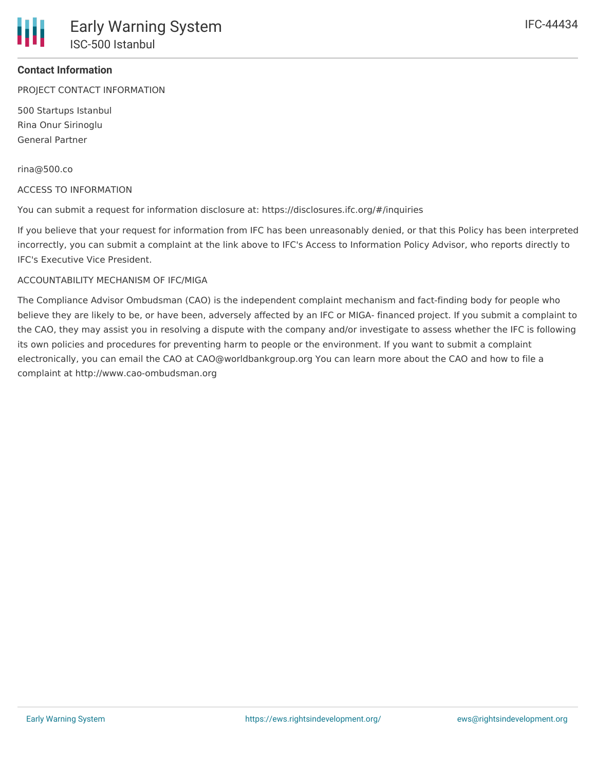## Contact Information

PROJECT CONTACT INFORMATION

500 Startups Istanbul
Rina Onur Sirinoglu
General Partner

rina@500.co

ACCESS TO INFORMATION

You can submit a request for information disclosure at: https://disclosures.ifc.org/#/inquiries

If you believe that your request for information from IFC has been unreasonably denied, or that this Policy has been interpreted incorrectly, you can submit a complaint at the link above to IFC's Access to Information Policy Advisor, who reports directly to IFC's Executive Vice President.

ACCOUNTABILITY MECHANISM OF IFC/MIGA

The Compliance Advisor Ombudsman (CAO) is the independent complaint mechanism and fact-finding body for people who believe they are likely to be, or have been, adversely affected by an IFC or MIGA- financed project. If you submit a complaint to the CAO, they may assist you in resolving a dispute with the company and/or investigate to assess whether the IFC is following its own policies and procedures for preventing harm to people or the environment. If you want to submit a complaint electronically, you can email the CAO at CAO@worldbankgroup.org You can learn more about the CAO and how to file a complaint at http://www.cao-ombudsman.org